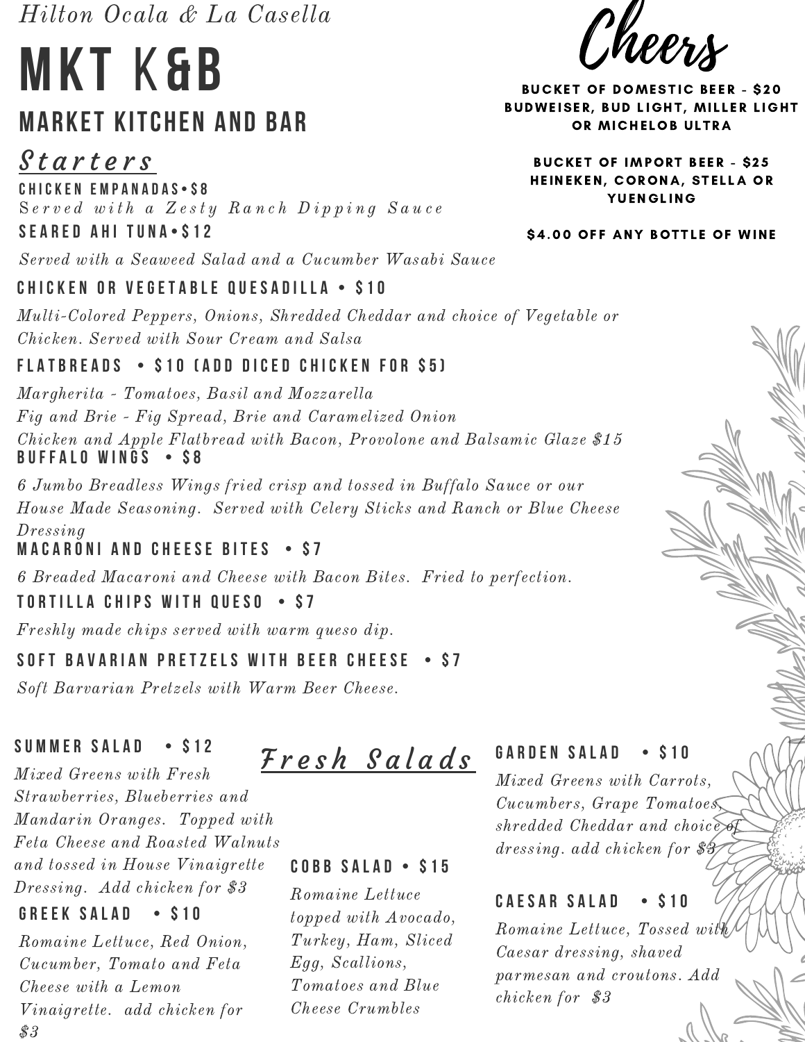*Hilton Ocala & La Casella*

# MKT K&B

## MARKET KITCHEN AND BAR

## Cheers

**BUCKET OF DOMESTIC BEER - $20**
**BUDWEISER, BUD LIGHT, MILLER LIGHT OR MICHELOB ULTRA**

**BUCKET OF IMPORT BEER - $25**
**HEINEKEN, CORONA, STELLA OR YUENGLING**

**$4.00 OFF ANY BOTTLE OF WINE**

## Starters

**CHICKEN EMPANADAS•$8**

*Served with a Zesty Ranch Dipping Sauce*

**SEARED AHI TUNA•$12**

*Served with a Seaweed Salad and a Cucumber Wasabi Sauce*

**CHICKEN OR VEGETABLE QUESADILLA • $10**

*Multi-Colored Peppers, Onions, Shredded Cheddar and choice of Vegetable or Chicken. Served with Sour Cream and Salsa*

**FLATBREADS • $10 (ADD DICED CHICKEN FOR $5)**

*Margherita - Tomatoes, Basil and Mozzarella*
*Fig and Brie - Fig Spread, Brie and Caramelized Onion*
*Chicken and Apple Flatbread with Bacon, Provolone and Balsamic Glaze $15*

**BUFFALO WINGS • $8**

*6 Jumbo Breadless Wings fried crisp and tossed in Buffalo Sauce or our House Made Seasoning. Served with Celery Sticks and Ranch or Blue Cheese Dressing*

**MACARONI AND CHEESE BITES • $7**

*6 Breaded Macaroni and Cheese with Bacon Bites. Fried to perfection.*

**TORTILLA CHIPS WITH QUESO • $7**

*Freshly made chips served with warm queso dip.*

**SOFT BAVARIAN PRETZELS WITH BEER CHEESE • $7**

*Soft Barvarian Pretzels with Warm Beer Cheese.*

## Fresh Salads

**SUMMER SALAD • $12**

*Mixed Greens with Fresh Strawberries, Blueberries and Mandarin Oranges. Topped with Feta Cheese and Roasted Walnuts and tossed in House Vinaigrette Dressing. Add chicken for $3*

**GREEK SALAD • $10**

*Romaine Lettuce, Red Onion, Cucumber, Tomato and Feta Cheese with a Lemon Vinaigrette. add chicken for $3*

**COBB SALAD • $15**

*Romaine Lettuce topped with Avocado, Turkey, Ham, Sliced Egg, Scallions, Tomatoes and Blue Cheese Crumbles*

**GARDEN SALAD • $10**

*Mixed Greens with Carrots, Cucumbers, Grape Tomatoes, shredded Cheddar and choice of dressing. add chicken for $3*

**CAESAR SALAD • $10**

*Romaine Lettuce, Tossed with Caesar dressing, shaved parmesan and croutons. Add chicken for $3*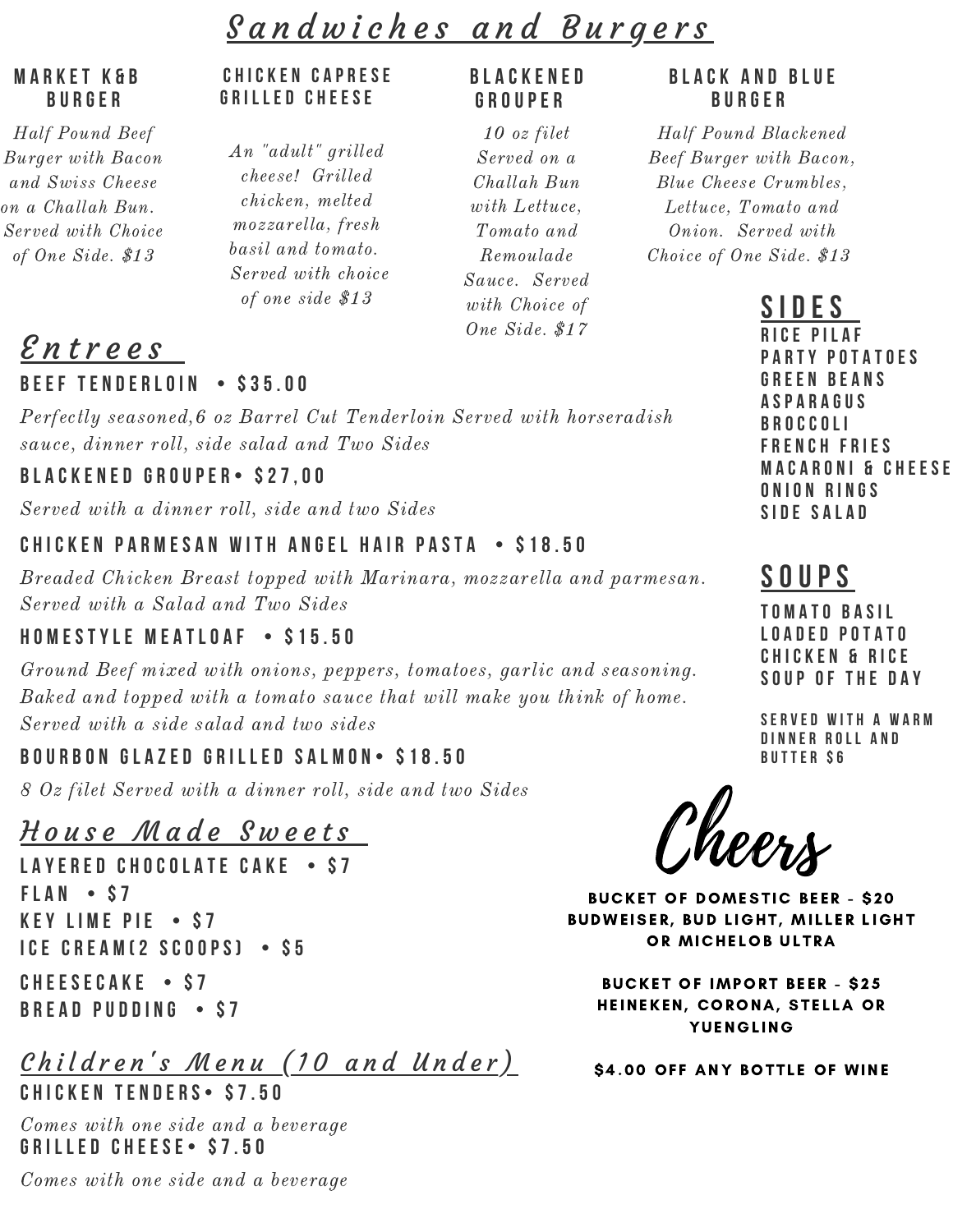# Sandwiches and Burgers

### MARKET K&B BURGER

*Half Pound Beef Burger with Bacon and Swiss Cheese on a Challah Bun. Served with Choice of One Side. $13*

### CHICKEN CAPRESE GRILLED CHEESE

*An "adult" grilled cheese! Grilled chicken, melted mozzarella, fresh basil and tomato. Served with choice of one side $13*

### BLACKENED GROUPER

*10 oz filet Served on a Challah Bun with Lettuce, Tomato and Remoulade Sauce. Served with Choice of One Side. $17*

### BLACK AND BLUE BURGER

*Half Pound Blackened Beef Burger with Bacon, Blue Cheese Crumbles, Lettuce, Tomato and Onion. Served with Choice of One Side. $13*

# Entrees

### BEEF TENDERLOIN • $35.00

*Perfectly seasoned,6 oz Barrel Cut Tenderloin Served with horseradish sauce, dinner roll, side salad and Two Sides*

### BLACKENED GROUPER• $27,00

*Served with a dinner roll, side and two Sides*

### CHICKEN PARMESAN WITH ANGEL HAIR PASTA • $18.50

*Breaded Chicken Breast topped with Marinara, mozzarella and parmesan. Served with a Salad and Two Sides*

### HOMESTYLE MEATLOAF • $15.50

*Ground Beef mixed with onions, peppers, tomatoes, garlic and seasoning. Baked and topped with a tomato sauce that will make you think of home. Served with a side salad and two sides*

### BOURBON GLAZED GRILLED SALMON• $18.50

*8 Oz filet Served with a dinner roll, side and two Sides*

# SIDES

RICE PILAF
PARTY POTATOES
GREEN BEANS
ASPARAGUS
BROCCOLI
FRENCH FRIES
MACARONI & CHEESE
ONION RINGS
SIDE SALAD

# SOUPS

TOMATO BASIL
LOADED POTATO
CHICKEN & RICE
SOUP OF THE DAY

SERVED WITH A WARM DINNER ROLL AND BUTTER $6

# House Made Sweets

LAYERED CHOCOLATE CAKE • $7
FLAN • $7
KEY LIME PIE • $7
ICE CREAM(2 SCOOPS) • $5
CHEESECAKE • $7
BREAD PUDDING • $7

# Children's Menu (10 and Under)

### CHICKEN TENDERS• $7.50

*Comes with one side and a beverage*

### GRILLED CHEESE• $7.50

*Comes with one side and a beverage*

# Cheers

BUCKET OF DOMESTIC BEER - $20
BUDWEISER, BUD LIGHT, MILLER LIGHT OR MICHELOB ULTRA

BUCKET OF IMPORT BEER - $25
HEINEKEN, CORONA, STELLA OR YUENGLING

$4.00 OFF ANY BOTTLE OF WINE